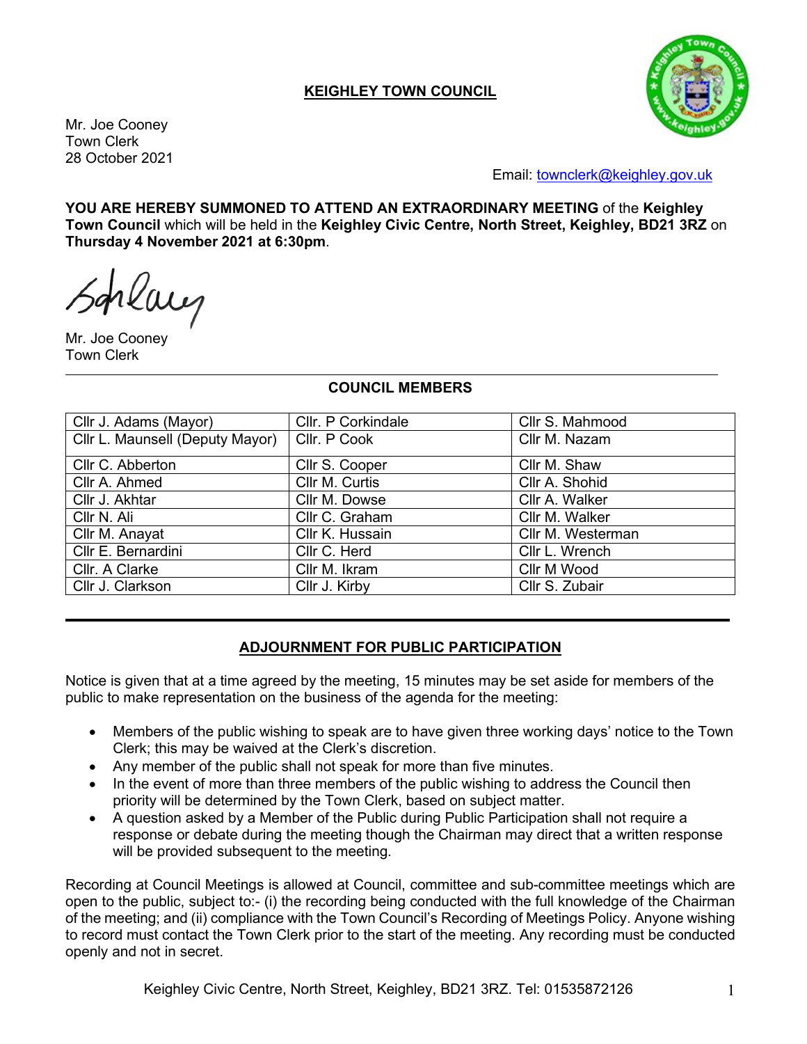## KEIGHLEY TOWN COUNCIL

Mr. Joe Cooney
Town Clerk
28 October 2021

Email: townclerk@keighley.gov.uk

**YOU ARE HEREBY SUMMONED TO ATTEND AN EXTRAORDINARY MEETING** of the **Keighley Town Council** which will be held in the **Keighley Civic Centre, North Street, Keighley, BD21 3RZ** on **Thursday 4 November 2021 at 6:30pm**.

Mr. Joe Cooney
Town Clerk

---

### COUNCIL MEMBERS

| | | |
|---|---|---|
| Cllr J. Adams (Mayor) | Cllr. P Corkindale | Cllr S. Mahmood |
| Cllr L. Maunsell (Deputy Mayor) | Cllr. P Cook | Cllr M. Nazam |
| Cllr C. Abberton | Cllr S. Cooper | Cllr M. Shaw |
| Cllr A. Ahmed | Cllr M. Curtis | Cllr A. Shohid |
| Cllr J. Akhtar | Cllr M. Dowse | Cllr A. Walker |
| Cllr N. Ali | Cllr C. Graham | Cllr M. Walker |
| Cllr M. Anayat | Cllr K. Hussain | Cllr M. Westerman |
| Cllr E. Bernardini | Cllr C. Herd | Cllr L. Wrench |
| Cllr. A Clarke | Cllr M. Ikram | Cllr M Wood |
| Cllr J. Clarkson | Cllr J. Kirby | Cllr S. Zubair |

---

### ADJOURNMENT FOR PUBLIC PARTICIPATION

Notice is given that at a time agreed by the meeting, 15 minutes may be set aside for members of the public to make representation on the business of the agenda for the meeting:

- Members of the public wishing to speak are to have given three working days' notice to the Town Clerk; this may be waived at the Clerk's discretion.
- Any member of the public shall not speak for more than five minutes.
- In the event of more than three members of the public wishing to address the Council then priority will be determined by the Town Clerk, based on subject matter.
- A question asked by a Member of the Public during Public Participation shall not require a response or debate during the meeting though the Chairman may direct that a written response will be provided subsequent to the meeting.

Recording at Council Meetings is allowed at Council, committee and sub-committee meetings which are open to the public, subject to:- (i) the recording being conducted with the full knowledge of the Chairman of the meeting; and (ii) compliance with the Town Council's Recording of Meetings Policy. Anyone wishing to record must contact the Town Clerk prior to the start of the meeting. Any recording must be conducted openly and not in secret.

Keighley Civic Centre, North Street, Keighley, BD21 3RZ. Tel: 01535872126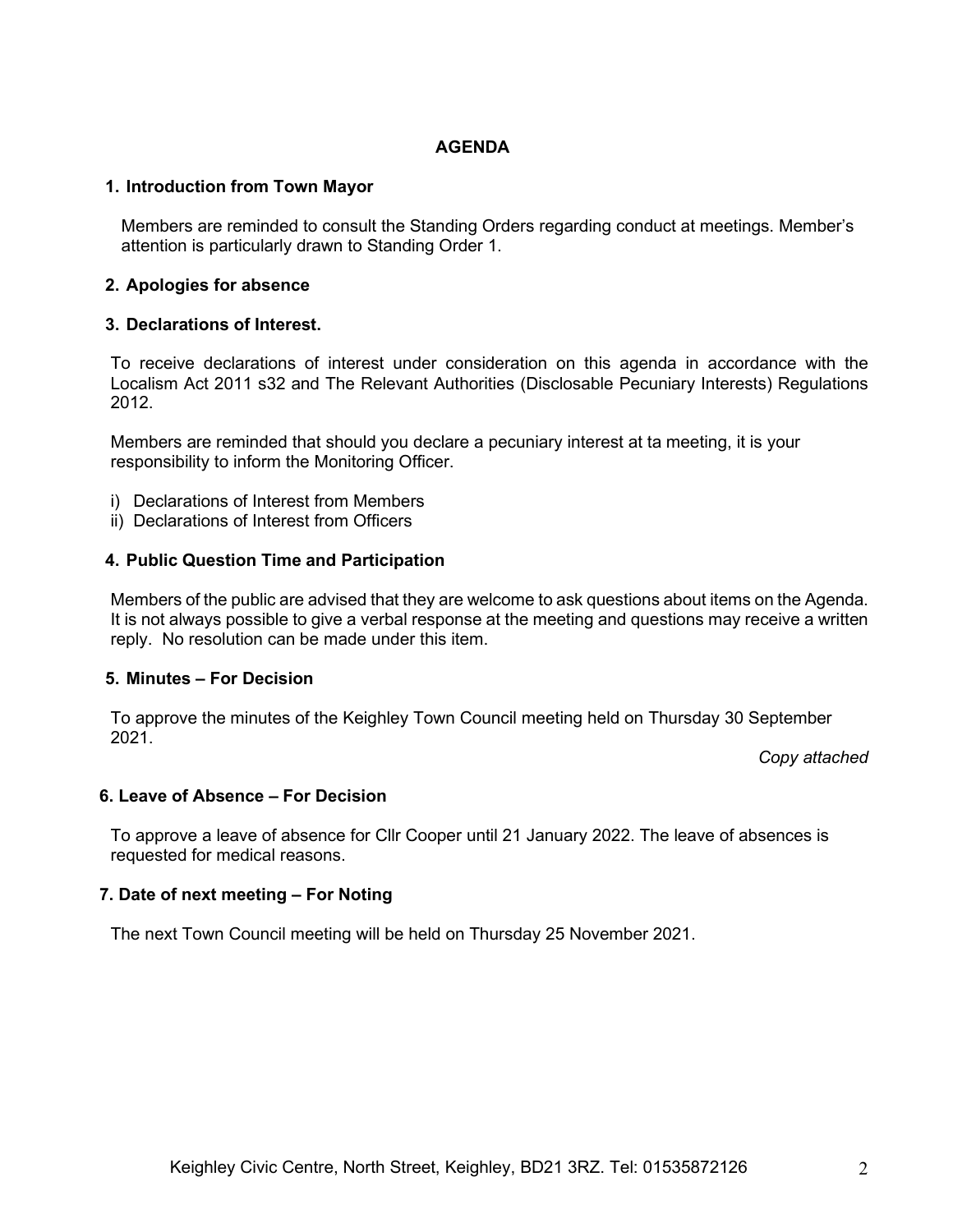## AGENDA

### 1. Introduction from Town Mayor

Members are reminded to consult the Standing Orders regarding conduct at meetings. Member's attention is particularly drawn to Standing Order 1.

### 2. Apologies for absence

### 3. Declarations of Interest.

To receive declarations of interest under consideration on this agenda in accordance with the Localism Act 2011 s32 and The Relevant Authorities (Disclosable Pecuniary Interests) Regulations 2012.

Members are reminded that should you declare a pecuniary interest at ta meeting, it is your responsibility to inform the Monitoring Officer.

i) Declarations of Interest from Members
ii) Declarations of Interest from Officers

### 4. Public Question Time and Participation

Members of the public are advised that they are welcome to ask questions about items on the Agenda. It is not always possible to give a verbal response at the meeting and questions may receive a written reply. No resolution can be made under this item.

### 5. Minutes – For Decision

To approve the minutes of the Keighley Town Council meeting held on Thursday 30 September 2021.

*Copy attached*

### 6. Leave of Absence – For Decision

To approve a leave of absence for Cllr Cooper until 21 January 2022. The leave of absences is requested for medical reasons.

### 7. Date of next meeting – For Noting

The next Town Council meeting will be held on Thursday 25 November 2021.

Keighley Civic Centre, North Street, Keighley, BD21 3RZ. Tel: 01535872126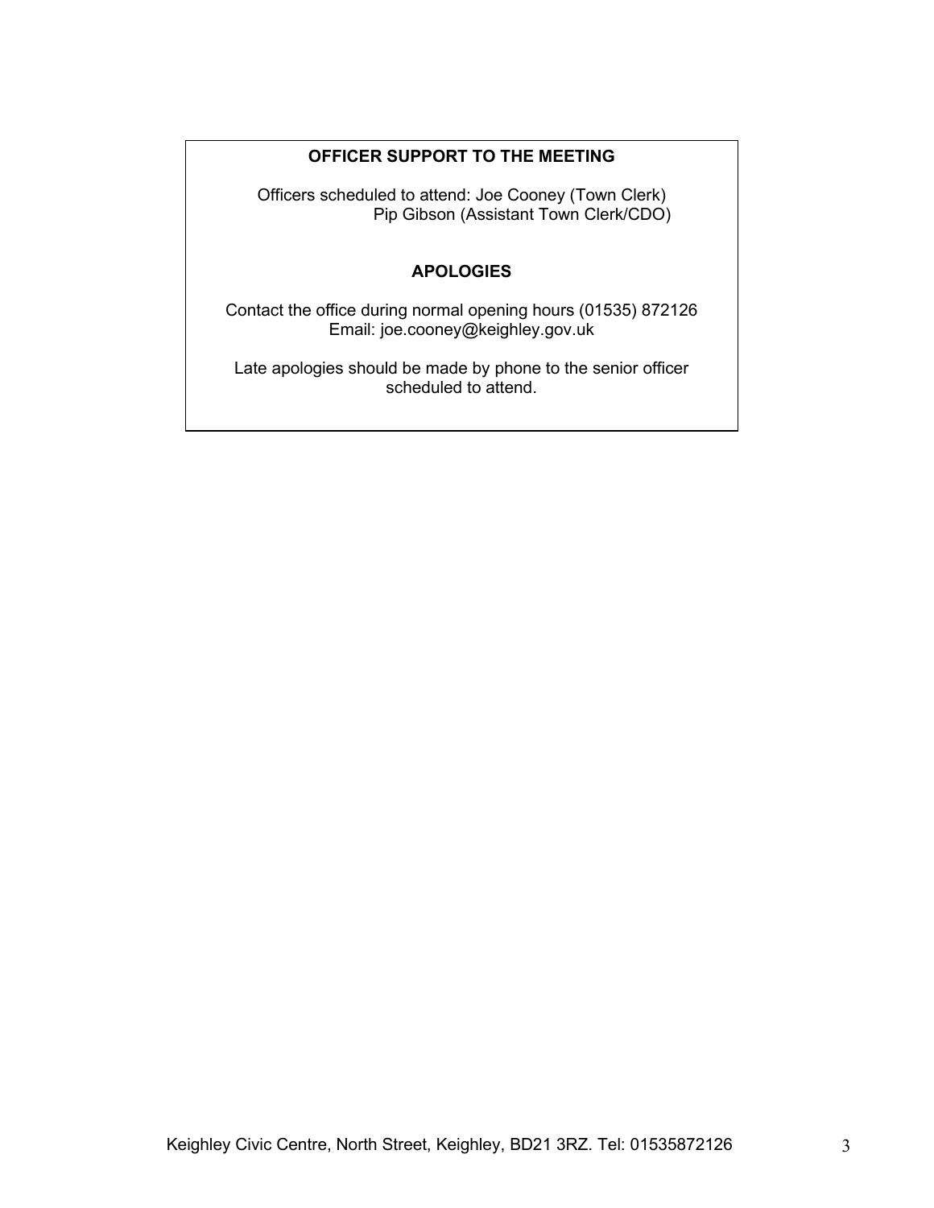## OFFICER SUPPORT TO THE MEETING

Officers scheduled to attend: Joe Cooney (Town Clerk)
Pip Gibson (Assistant Town Clerk/CDO)

## APOLOGIES

Contact the office during normal opening hours (01535) 872126
Email: joe.cooney@keighley.gov.uk

Late apologies should be made by phone to the senior officer scheduled to attend.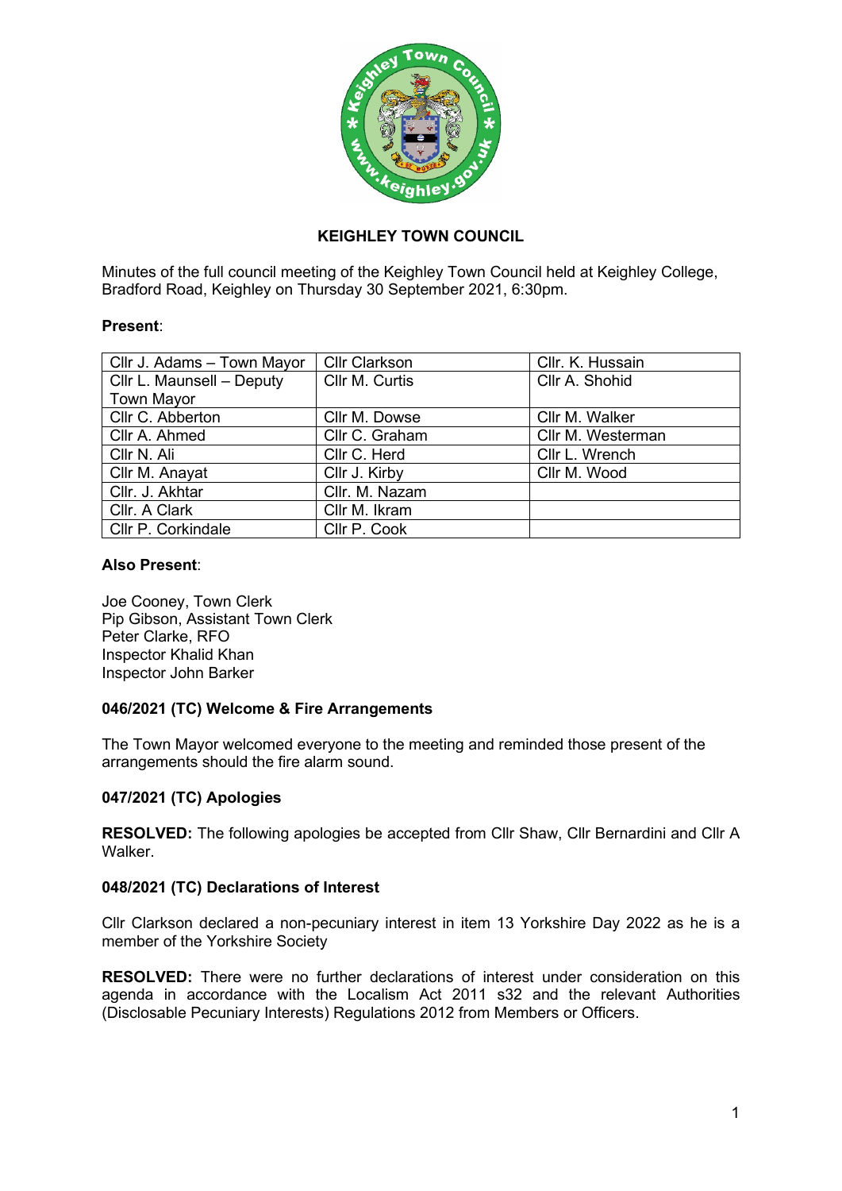**KEIGHLEY TOWN COUNCIL**

Minutes of the full council meeting of the Keighley Town Council held at Keighley College, Bradford Road, Keighley on Thursday 30 September 2021, 6:30pm.

**Present**:

| | | |
|---|---|---|
| Cllr J. Adams – Town Mayor | Cllr Clarkson | Cllr. K. Hussain |
| Cllr L. Maunsell – Deputy Town Mayor | Cllr M. Curtis | Cllr A. Shohid |
| Cllr C. Abberton | Cllr M. Dowse | Cllr M. Walker |
| Cllr A. Ahmed | Cllr C. Graham | Cllr M. Westerman |
| Cllr N. Ali | Cllr C. Herd | Cllr L. Wrench |
| Cllr M. Anayat | Cllr J. Kirby | Cllr M. Wood |
| Cllr. J. Akhtar | Cllr. M. Nazam | |
| Cllr. A Clark | Cllr M. Ikram | |
| Cllr P. Corkindale | Cllr P. Cook | |

**Also Present**:

Joe Cooney, Town Clerk
Pip Gibson, Assistant Town Clerk
Peter Clarke, RFO
Inspector Khalid Khan
Inspector John Barker

### 046/2021 (TC) Welcome & Fire Arrangements

The Town Mayor welcomed everyone to the meeting and reminded those present of the arrangements should the fire alarm sound.

### 047/2021 (TC) Apologies

**RESOLVED:** The following apologies be accepted from Cllr Shaw, Cllr Bernardini and Cllr A Walker.

### 048/2021 (TC) Declarations of Interest

Cllr Clarkson declared a non-pecuniary interest in item 13 Yorkshire Day 2022 as he is a member of the Yorkshire Society

**RESOLVED:** There were no further declarations of interest under consideration on this agenda in accordance with the Localism Act 2011 s32 and the relevant Authorities (Disclosable Pecuniary Interests) Regulations 2012 from Members or Officers.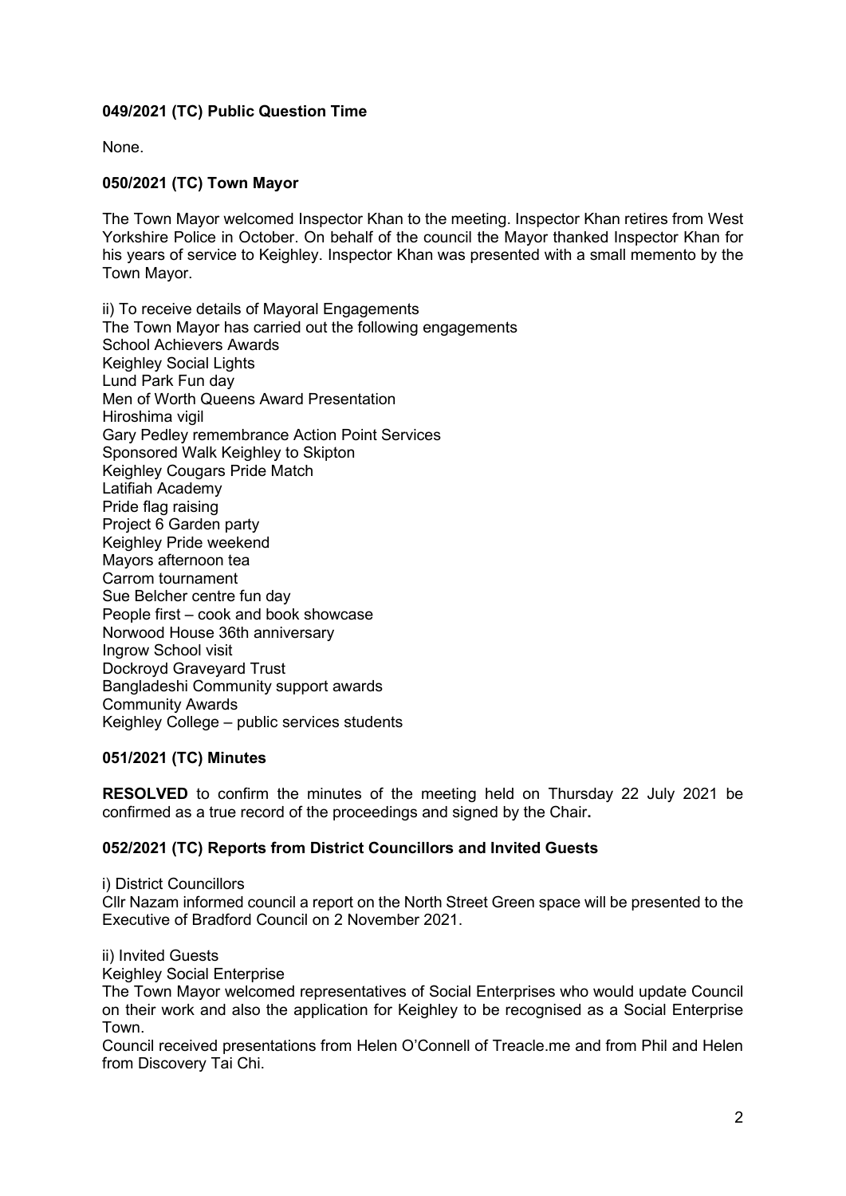**049/2021 (TC) Public Question Time**

None.

**050/2021 (TC) Town Mayor**

The Town Mayor welcomed Inspector Khan to the meeting. Inspector Khan retires from West Yorkshire Police in October. On behalf of the council the Mayor thanked Inspector Khan for his years of service to Keighley. Inspector Khan was presented with a small memento by the Town Mayor.

ii) To receive details of Mayoral Engagements
The Town Mayor has carried out the following engagements
School Achievers Awards
Keighley Social Lights
Lund Park Fun day
Men of Worth Queens Award Presentation
Hiroshima vigil
Gary Pedley remembrance Action Point Services
Sponsored Walk Keighley to Skipton
Keighley Cougars Pride Match
Latifiah Academy
Pride flag raising
Project 6 Garden party
Keighley Pride weekend
Mayors afternoon tea
Carrom tournament
Sue Belcher centre fun day
People first – cook and book showcase
Norwood House 36th anniversary
Ingrow School visit
Dockroyd Graveyard Trust
Bangladeshi Community support awards
Community Awards
Keighley College – public services students

**051/2021 (TC) Minutes**

**RESOLVED** to confirm the minutes of the meeting held on Thursday 22 July 2021 be confirmed as a true record of the proceedings and signed by the Chair**.**

**052/2021 (TC) Reports from District Councillors and Invited Guests**

i) District Councillors
Cllr Nazam informed council a report on the North Street Green space will be presented to the Executive of Bradford Council on 2 November 2021.

ii) Invited Guests
Keighley Social Enterprise
The Town Mayor welcomed representatives of Social Enterprises who would update Council on their work and also the application for Keighley to be recognised as a Social Enterprise Town.
Council received presentations from Helen O'Connell of Treacle.me and from Phil and Helen from Discovery Tai Chi.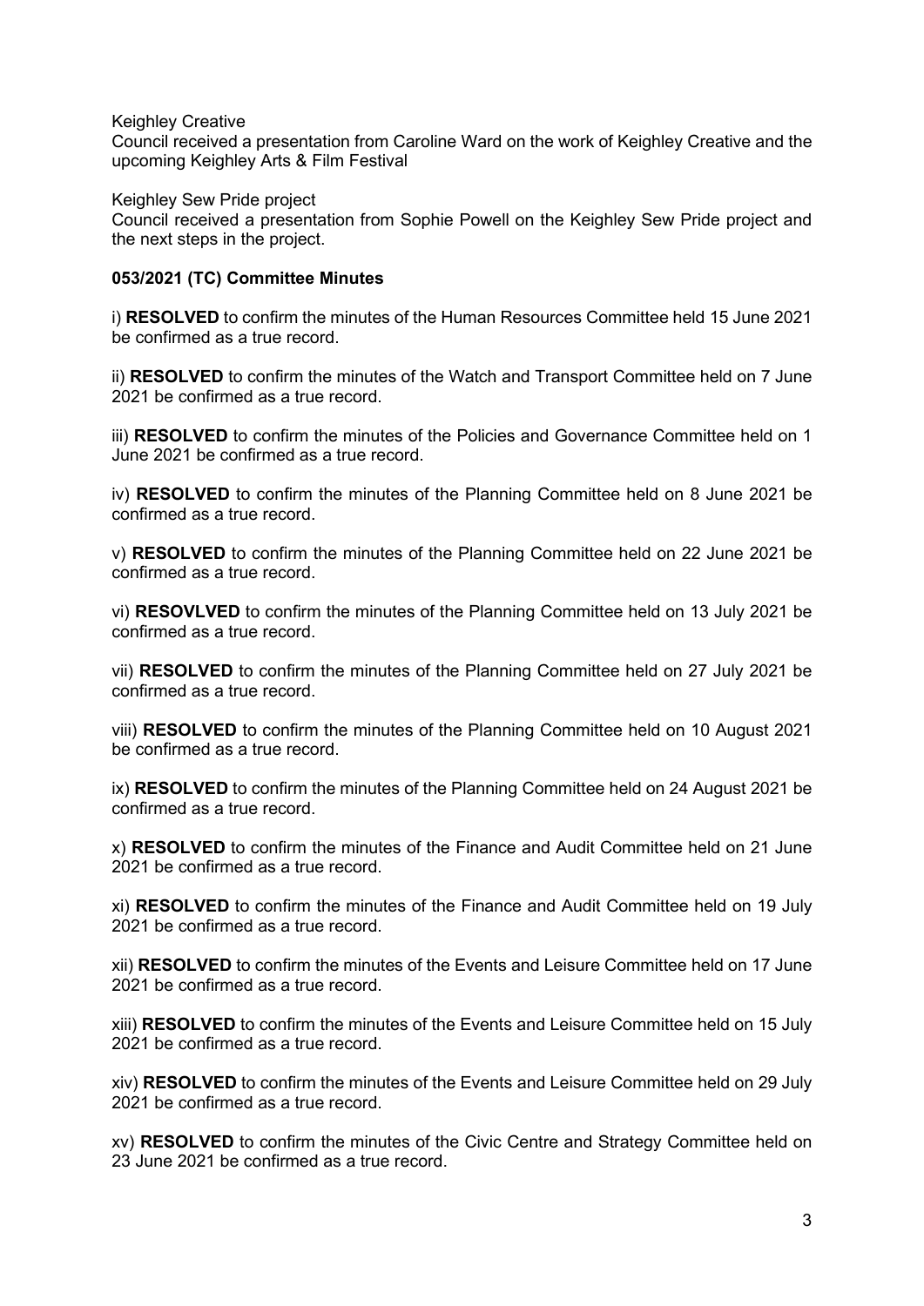Keighley Creative

Council received a presentation from Caroline Ward on the work of Keighley Creative and the upcoming Keighley Arts & Film Festival

Keighley Sew Pride project

Council received a presentation from Sophie Powell on the Keighley Sew Pride project and the next steps in the project.

**053/2021 (TC) Committee Minutes**

i) **RESOLVED** to confirm the minutes of the Human Resources Committee held 15 June 2021 be confirmed as a true record.

ii) **RESOLVED** to confirm the minutes of the Watch and Transport Committee held on 7 June 2021 be confirmed as a true record.

iii) **RESOLVED** to confirm the minutes of the Policies and Governance Committee held on 1 June 2021 be confirmed as a true record.

iv) **RESOLVED** to confirm the minutes of the Planning Committee held on 8 June 2021 be confirmed as a true record.

v) **RESOLVED** to confirm the minutes of the Planning Committee held on 22 June 2021 be confirmed as a true record.

vi) **RESOVLVED** to confirm the minutes of the Planning Committee held on 13 July 2021 be confirmed as a true record.

vii) **RESOLVED** to confirm the minutes of the Planning Committee held on 27 July 2021 be confirmed as a true record.

viii) **RESOLVED** to confirm the minutes of the Planning Committee held on 10 August 2021 be confirmed as a true record.

ix) **RESOLVED** to confirm the minutes of the Planning Committee held on 24 August 2021 be confirmed as a true record.

x) **RESOLVED** to confirm the minutes of the Finance and Audit Committee held on 21 June 2021 be confirmed as a true record.

xi) **RESOLVED** to confirm the minutes of the Finance and Audit Committee held on 19 July 2021 be confirmed as a true record.

xii) **RESOLVED** to confirm the minutes of the Events and Leisure Committee held on 17 June 2021 be confirmed as a true record.

xiii) **RESOLVED** to confirm the minutes of the Events and Leisure Committee held on 15 July 2021 be confirmed as a true record.

xiv) **RESOLVED** to confirm the minutes of the Events and Leisure Committee held on 29 July 2021 be confirmed as a true record.

xv) **RESOLVED** to confirm the minutes of the Civic Centre and Strategy Committee held on 23 June 2021 be confirmed as a true record.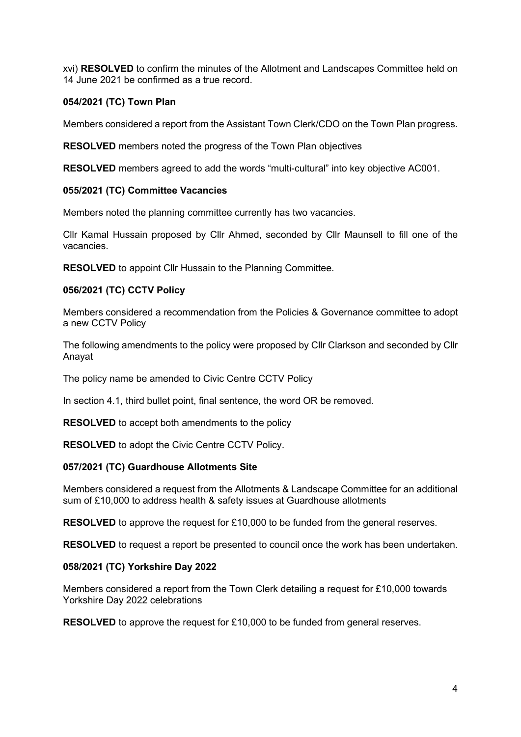xvi) **RESOLVED** to confirm the minutes of the Allotment and Landscapes Committee held on 14 June 2021 be confirmed as a true record.

**054/2021 (TC) Town Plan**

Members considered a report from the Assistant Town Clerk/CDO on the Town Plan progress.

**RESOLVED** members noted the progress of the Town Plan objectives

**RESOLVED** members agreed to add the words "multi-cultural" into key objective AC001.

**055/2021 (TC) Committee Vacancies**

Members noted the planning committee currently has two vacancies.

Cllr Kamal Hussain proposed by Cllr Ahmed, seconded by Cllr Maunsell to fill one of the vacancies.

**RESOLVED** to appoint Cllr Hussain to the Planning Committee.

**056/2021 (TC) CCTV Policy**

Members considered a recommendation from the Policies & Governance committee to adopt a new CCTV Policy

The following amendments to the policy were proposed by Cllr Clarkson and seconded by Cllr Anayat

The policy name be amended to Civic Centre CCTV Policy

In section 4.1, third bullet point, final sentence, the word OR be removed.

**RESOLVED** to accept both amendments to the policy

**RESOLVED** to adopt the Civic Centre CCTV Policy.

**057/2021 (TC) Guardhouse Allotments Site**

Members considered a request from the Allotments & Landscape Committee for an additional sum of £10,000 to address health & safety issues at Guardhouse allotments

**RESOLVED** to approve the request for £10,000 to be funded from the general reserves.

**RESOLVED** to request a report be presented to council once the work has been undertaken.

**058/2021 (TC) Yorkshire Day 2022**

Members considered a report from the Town Clerk detailing a request for £10,000 towards Yorkshire Day 2022 celebrations

**RESOLVED** to approve the request for £10,000 to be funded from general reserves.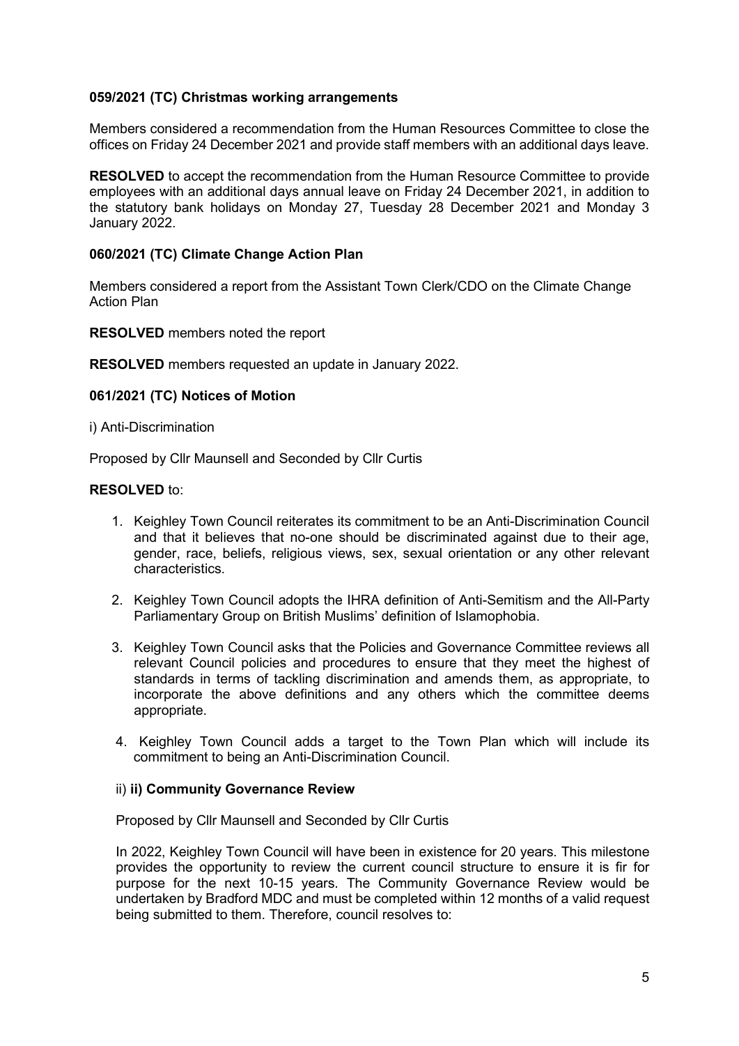**059/2021 (TC) Christmas working arrangements**

Members considered a recommendation from the Human Resources Committee to close the offices on Friday 24 December 2021 and provide staff members with an additional days leave.

**RESOLVED** to accept the recommendation from the Human Resource Committee to provide employees with an additional days annual leave on Friday 24 December 2021, in addition to the statutory bank holidays on Monday 27, Tuesday 28 December 2021 and Monday 3 January 2022.

**060/2021 (TC) Climate Change Action Plan**

Members considered a report from the Assistant Town Clerk/CDO on the Climate Change Action Plan

**RESOLVED** members noted the report

**RESOLVED** members requested an update in January 2022.

**061/2021 (TC) Notices of Motion**

i) Anti-Discrimination

Proposed by Cllr Maunsell and Seconded by Cllr Curtis

**RESOLVED** to:

1. Keighley Town Council reiterates its commitment to be an Anti-Discrimination Council and that it believes that no-one should be discriminated against due to their age, gender, race, beliefs, religious views, sex, sexual orientation or any other relevant characteristics.
2. Keighley Town Council adopts the IHRA definition of Anti-Semitism and the All-Party Parliamentary Group on British Muslims' definition of Islamophobia.
3. Keighley Town Council asks that the Policies and Governance Committee reviews all relevant Council policies and procedures to ensure that they meet the highest of standards in terms of tackling discrimination and amends them, as appropriate, to incorporate the above definitions and any others which the committee deems appropriate.
4. Keighley Town Council adds a target to the Town Plan which will include its commitment to being an Anti-Discrimination Council.

ii) **ii) Community Governance Review**

Proposed by Cllr Maunsell and Seconded by Cllr Curtis

In 2022, Keighley Town Council will have been in existence for 20 years. This milestone provides the opportunity to review the current council structure to ensure it is fir for purpose for the next 10-15 years. The Community Governance Review would be undertaken by Bradford MDC and must be completed within 12 months of a valid request being submitted to them. Therefore, council resolves to: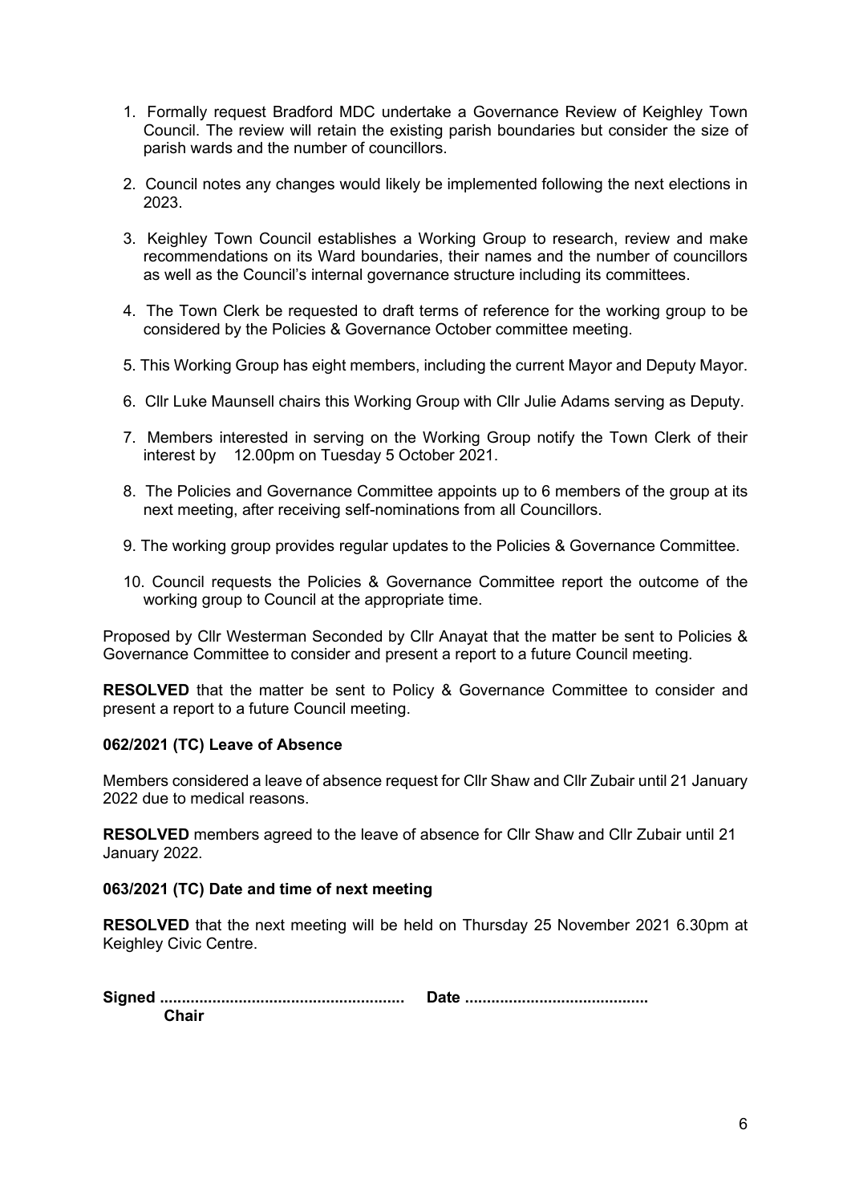1. Formally request Bradford MDC undertake a Governance Review of Keighley Town Council. The review will retain the existing parish boundaries but consider the size of parish wards and the number of councillors.

2. Council notes any changes would likely be implemented following the next elections in 2023.

3. Keighley Town Council establishes a Working Group to research, review and make recommendations on its Ward boundaries, their names and the number of councillors as well as the Council's internal governance structure including its committees.

4. The Town Clerk be requested to draft terms of reference for the working group to be considered by the Policies & Governance October committee meeting.

5. This Working Group has eight members, including the current Mayor and Deputy Mayor.

6. Cllr Luke Maunsell chairs this Working Group with Cllr Julie Adams serving as Deputy.

7. Members interested in serving on the Working Group notify the Town Clerk of their interest by 12.00pm on Tuesday 5 October 2021.

8. The Policies and Governance Committee appoints up to 6 members of the group at its next meeting, after receiving self-nominations from all Councillors.

9. The working group provides regular updates to the Policies & Governance Committee.

10. Council requests the Policies & Governance Committee report the outcome of the working group to Council at the appropriate time.

Proposed by Cllr Westerman Seconded by Cllr Anayat that the matter be sent to Policies & Governance Committee to consider and present a report to a future Council meeting.

**RESOLVED** that the matter be sent to Policy & Governance Committee to consider and present a report to a future Council meeting.

### 062/2021 (TC) Leave of Absence

Members considered a leave of absence request for Cllr Shaw and Cllr Zubair until 21 January 2022 due to medical reasons.

**RESOLVED** members agreed to the leave of absence for Cllr Shaw and Cllr Zubair until 21 January 2022.

### 063/2021 (TC) Date and time of next meeting

**RESOLVED** that the next meeting will be held on Thursday 25 November 2021 6.30pm at Keighley Civic Centre.

**Signed .......................................................** **Date ..........................................**
**Chair**